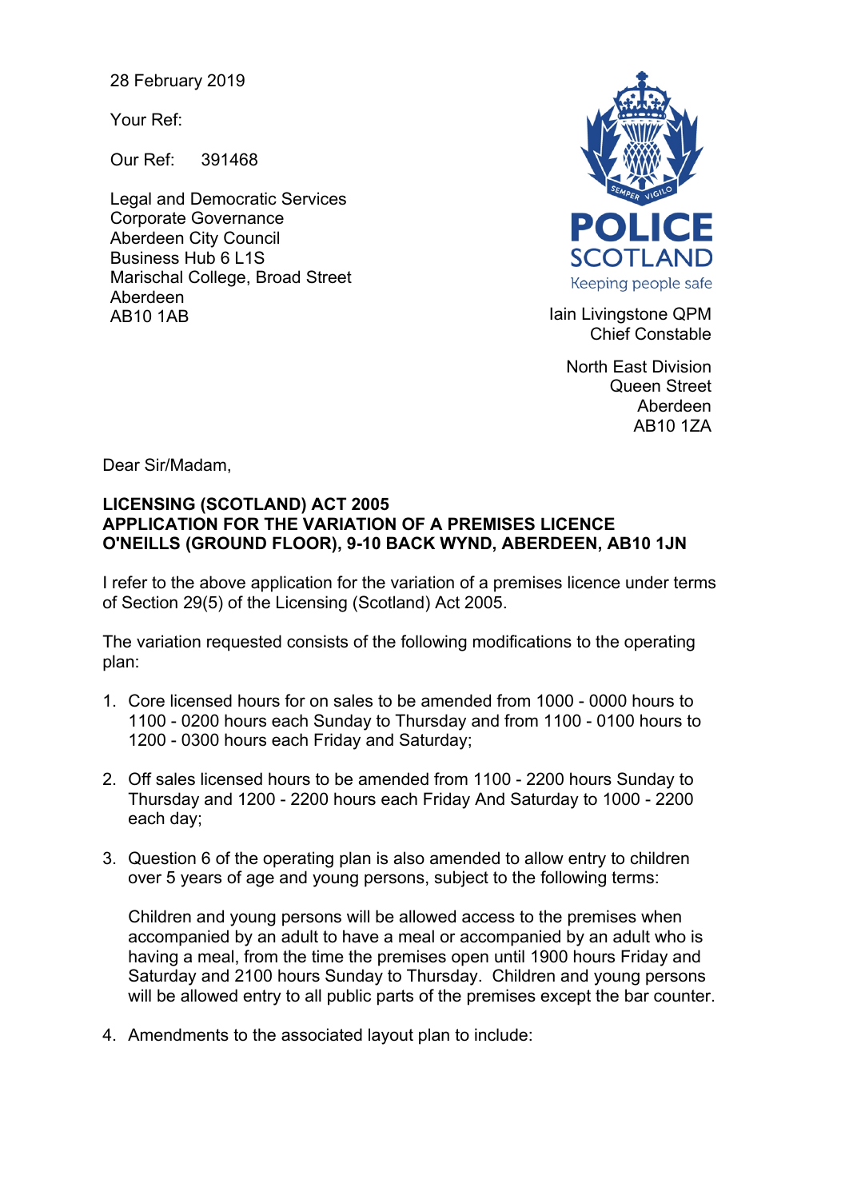28 February 2019

Your Ref:

Our Ref: 391468

Legal and Democratic Services
Corporate Governance
Aberdeen City Council
Business Hub 6 L1S
Marischal College, Broad Street
Aberdeen
AB10 1AB

POLICE SCOTLAND
Keeping people safe

Iain Livingstone QPM
Chief Constable

North East Division
Queen Street
Aberdeen
AB10 1ZA

Dear Sir/Madam,

**LICENSING (SCOTLAND) ACT 2005**
**APPLICATION FOR THE VARIATION OF A PREMISES LICENCE**
**O'NEILLS (GROUND FLOOR), 9-10 BACK WYND, ABERDEEN, AB10 1JN**

I refer to the above application for the variation of a premises licence under terms of Section 29(5) of the Licensing (Scotland) Act 2005.

The variation requested consists of the following modifications to the operating plan:

1. Core licensed hours for on sales to be amended from 1000 - 0000 hours to 1100 - 0200 hours each Sunday to Thursday and from 1100 - 0100 hours to 1200 - 0300 hours each Friday and Saturday;

2. Off sales licensed hours to be amended from 1100 - 2200 hours Sunday to Thursday and 1200 - 2200 hours each Friday And Saturday to 1000 - 2200 each day;

3. Question 6 of the operating plan is also amended to allow entry to children over 5 years of age and young persons, subject to the following terms:

   Children and young persons will be allowed access to the premises when accompanied by an adult to have a meal or accompanied by an adult who is having a meal, from the time the premises open until 1900 hours Friday and Saturday and 2100 hours Sunday to Thursday. Children and young persons will be allowed entry to all public parts of the premises except the bar counter.

4. Amendments to the associated layout plan to include: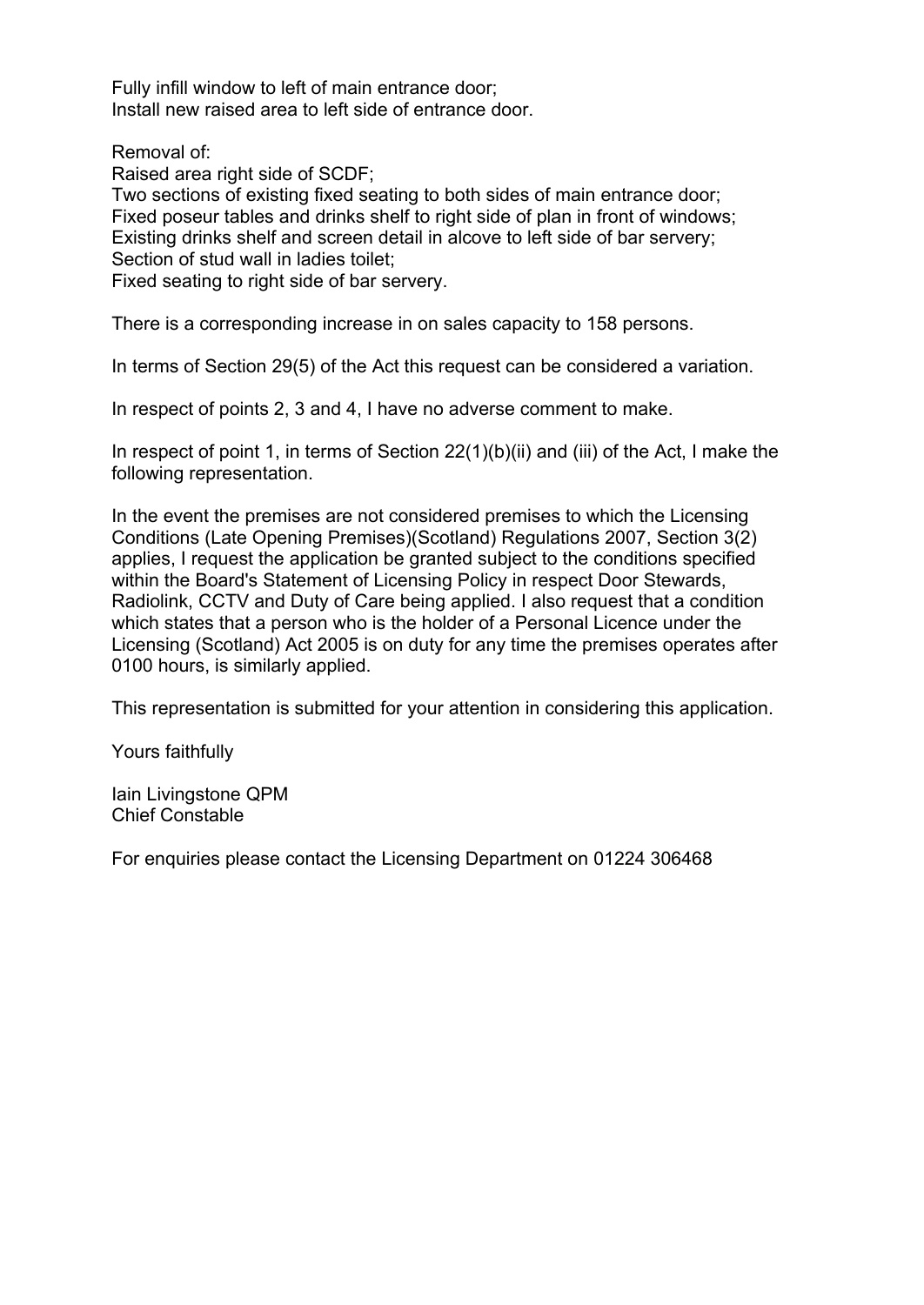Fully infill window to left of main entrance door;
Install new raised area to left side of entrance door.

Removal of:
Raised area right side of SCDF;
Two sections of existing fixed seating to both sides of main entrance door;
Fixed poseur tables and drinks shelf to right side of plan in front of windows;
Existing drinks shelf and screen detail in alcove to left side of bar servery;
Section of stud wall in ladies toilet;
Fixed seating to right side of bar servery.

There is a corresponding increase in on sales capacity to 158 persons.

In terms of Section 29(5) of the Act this request can be considered a variation.

In respect of points 2, 3 and 4, I have no adverse comment to make.

In respect of point 1, in terms of Section 22(1)(b)(ii) and (iii) of the Act, I make the following representation.

In the event the premises are not considered premises to which the Licensing Conditions (Late Opening Premises)(Scotland) Regulations 2007, Section 3(2) applies, I request the application be granted subject to the conditions specified within the Board's Statement of Licensing Policy in respect Door Stewards, Radiolink, CCTV and Duty of Care being applied. I also request that a condition which states that a person who is the holder of a Personal Licence under the Licensing (Scotland) Act 2005 is on duty for any time the premises operates after 0100 hours, is similarly applied.

This representation is submitted for your attention in considering this application.

Yours faithfully

Iain Livingstone QPM
Chief Constable

For enquiries please contact the Licensing Department on 01224 306468